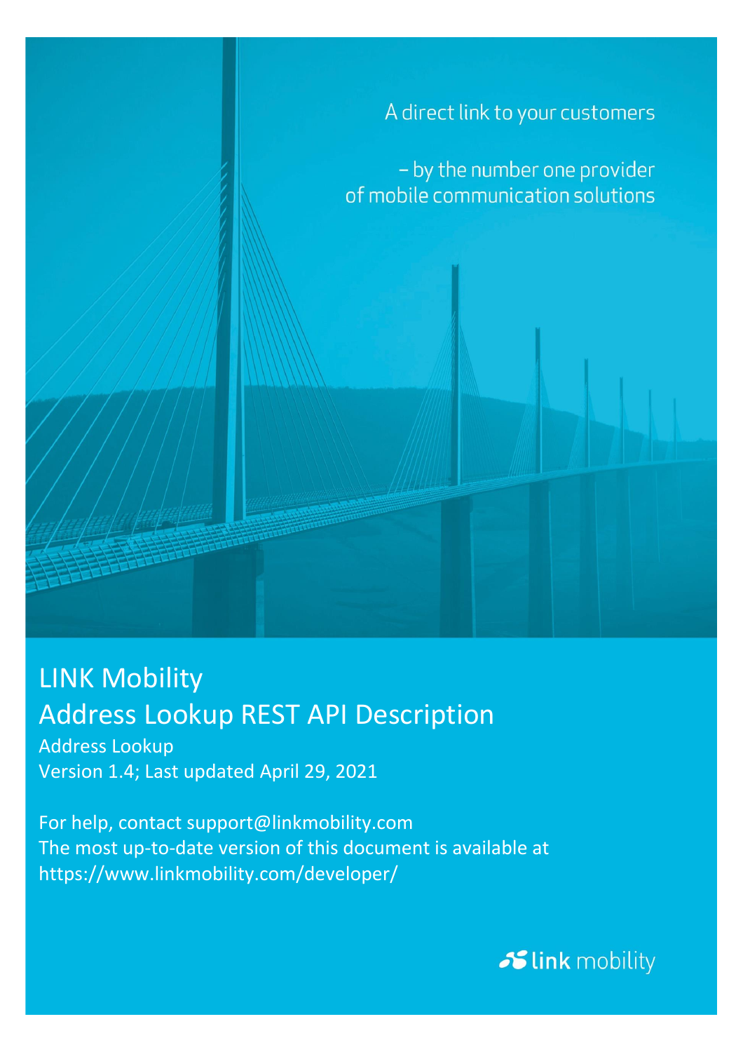A direct link to your customers

– by the number one provider of mobile communication solutions

# LINK Mobility
# Address Lookup REST API Description

Address Lookup
Version 1.4; Last updated April 29, 2021

For help, contact support@linkmobility.com
The most up-to-date version of this document is available at
https://www.linkmobility.com/developer/

link mobility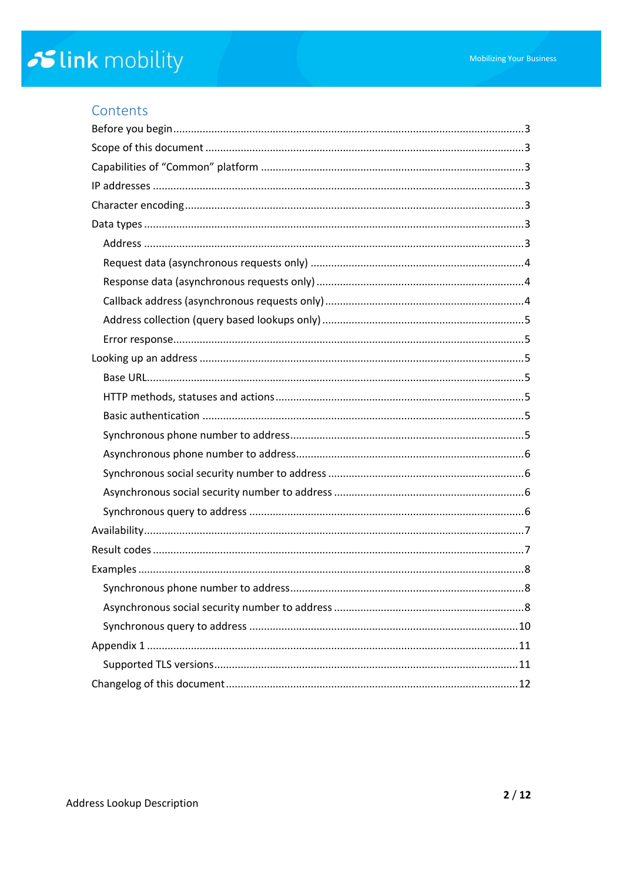# Contents

- Before you begin ... 3
- Scope of this document ... 3
- Capabilities of “Common” platform ... 3
- IP addresses ... 3
- Character encoding ... 3
- Data types ... 3
  - Address ... 3
  - Request data (asynchronous requests only) ... 4
  - Response data (asynchronous requests only) ... 4
  - Callback address (asynchronous requests only) ... 4
  - Address collection (query based lookups only) ... 5
  - Error response ... 5
- Looking up an address ... 5
  - Base URL ... 5
  - HTTP methods, statuses and actions ... 5
  - Basic authentication ... 5
  - Synchronous phone number to address ... 5
  - Asynchronous phone number to address ... 6
  - Synchronous social security number to address ... 6
  - Asynchronous social security number to address ... 6
  - Synchronous query to address ... 6
- Availability ... 7
- Result codes ... 7
- Examples ... 8
  - Synchronous phone number to address ... 8
  - Asynchronous social security number to address ... 8
  - Synchronous query to address ... 10
- Appendix 1 ... 11
  - Supported TLS versions ... 11
- Changelog of this document ... 12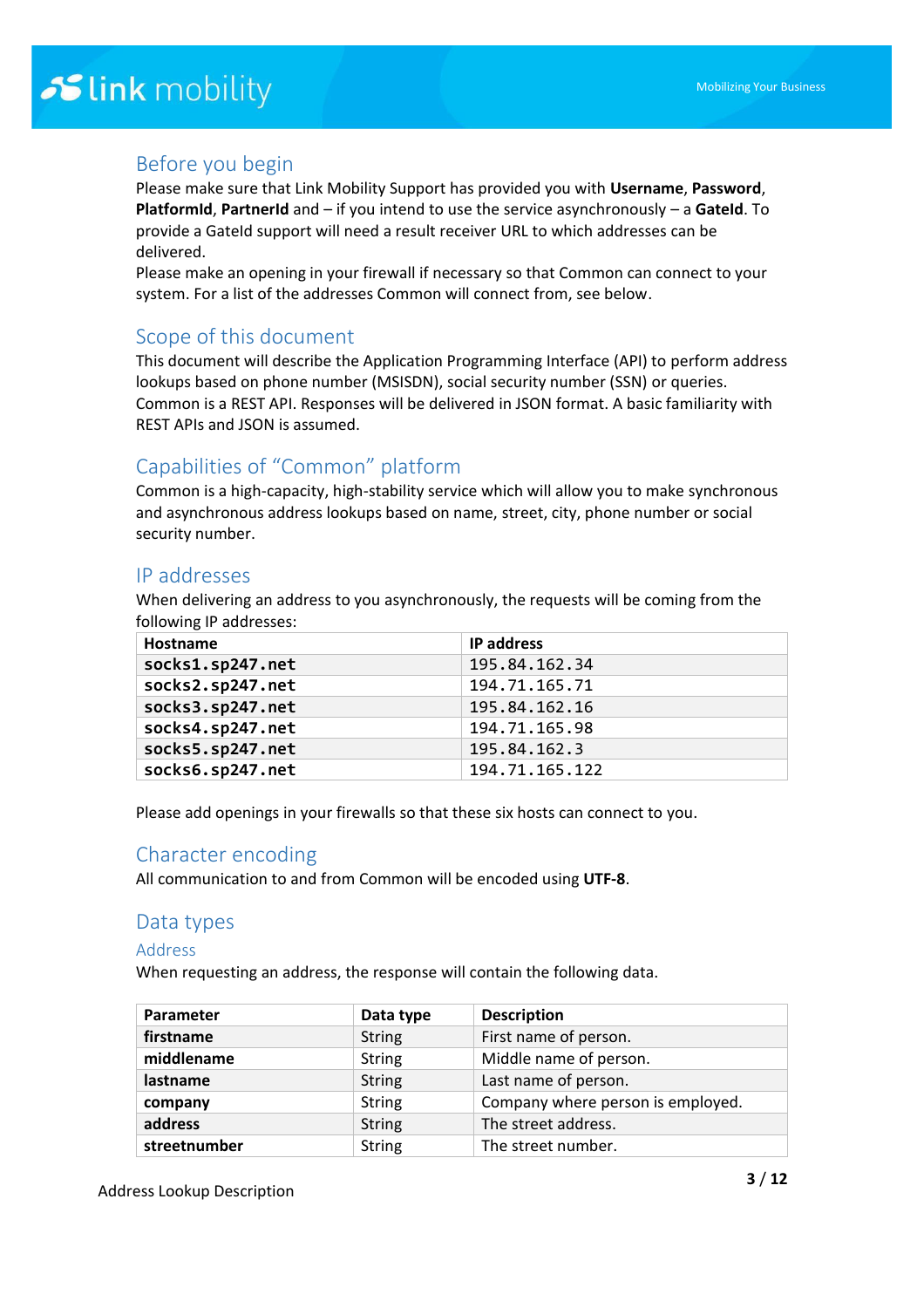## Before you begin

Please make sure that Link Mobility Support has provided you with **Username**, **Password**, **PlatformId**, **PartnerId** and – if you intend to use the service asynchronously – a **GateId**. To provide a GateId support will need a result receiver URL to which addresses can be delivered.

Please make an opening in your firewall if necessary so that Common can connect to your system. For a list of the addresses Common will connect from, see below.

## Scope of this document

This document will describe the Application Programming Interface (API) to perform address lookups based on phone number (MSISDN), social security number (SSN) or queries.

Common is a REST API. Responses will be delivered in JSON format. A basic familiarity with REST APIs and JSON is assumed.

## Capabilities of "Common" platform

Common is a high-capacity, high-stability service which will allow you to make synchronous and asynchronous address lookups based on name, street, city, phone number or social security number.

## IP addresses

When delivering an address to you asynchronously, the requests will be coming from the following IP addresses:

| Hostname | IP address |
| --- | --- |
| socks1.sp247.net | 195.84.162.34 |
| socks2.sp247.net | 194.71.165.71 |
| socks3.sp247.net | 195.84.162.16 |
| socks4.sp247.net | 194.71.165.98 |
| socks5.sp247.net | 195.84.162.3 |
| socks6.sp247.net | 194.71.165.122 |

Please add openings in your firewalls so that these six hosts can connect to you.

## Character encoding

All communication to and from Common will be encoded using **UTF-8**.

## Data types

### Address

When requesting an address, the response will contain the following data.

| Parameter | Data type | Description |
| --- | --- | --- |
| **firstname** | String | First name of person. |
| **middlename** | String | Middle name of person. |
| **lastname** | String | Last name of person. |
| **company** | String | Company where person is employed. |
| **address** | String | The street address. |
| **streetnumber** | String | The street number. |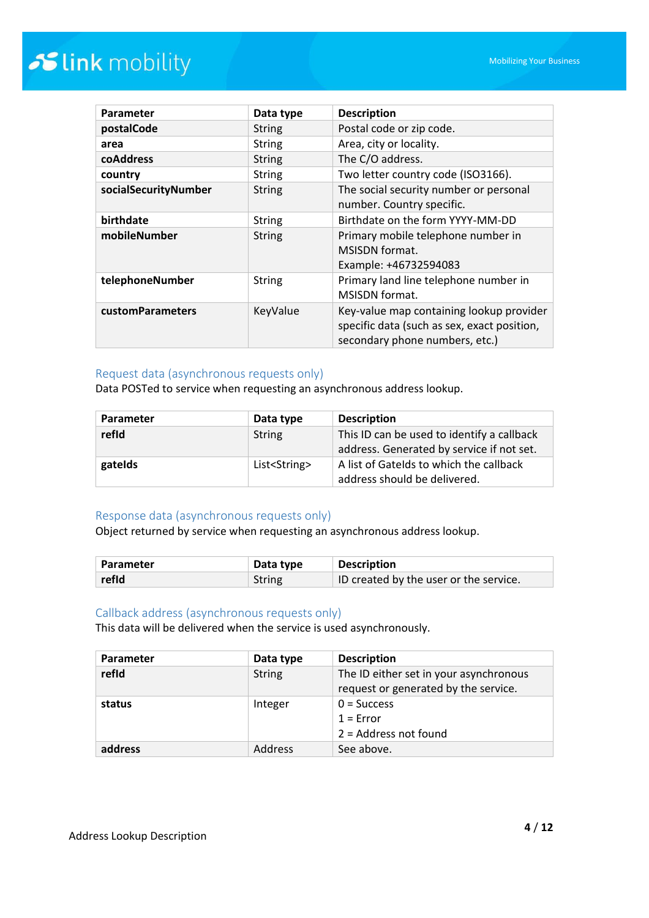| Parameter | Data type | Description |
| --- | --- | --- |
| **postalCode** | String | Postal code or zip code. |
| **area** | String | Area, city or locality. |
| **coAddress** | String | The C/O address. |
| **country** | String | Two letter country code (ISO3166). |
| **socialSecurityNumber** | String | The social security number or personal number. Country specific. |
| **birthdate** | String | Birthdate on the form YYYY-MM-DD |
| **mobileNumber** | String | Primary mobile telephone number in MSISDN format. Example: +46732594083 |
| **telephoneNumber** | String | Primary land line telephone number in MSISDN format. |
| **customParameters** | KeyValue | Key-value map containing lookup provider specific data (such as sex, exact position, secondary phone numbers, etc.) |

### Request data (asynchronous requests only)

Data POSTed to service when requesting an asynchronous address lookup.

| Parameter | Data type | Description |
| --- | --- | --- |
| **refId** | String | This ID can be used to identify a callback address. Generated by service if not set. |
| **gateIds** | List<String> | A list of GateIds to which the callback address should be delivered. |

### Response data (asynchronous requests only)

Object returned by service when requesting an asynchronous address lookup.

| Parameter | Data type | Description |
| --- | --- | --- |
| **refId** | String | ID created by the user or the service. |

### Callback address (asynchronous requests only)

This data will be delivered when the service is used asynchronously.

| Parameter | Data type | Description |
| --- | --- | --- |
| **refId** | String | The ID either set in your asynchronous request or generated by the service. |
| **status** | Integer | 0 = Success<br>1 = Error<br>2 = Address not found |
| **address** | Address | See above. |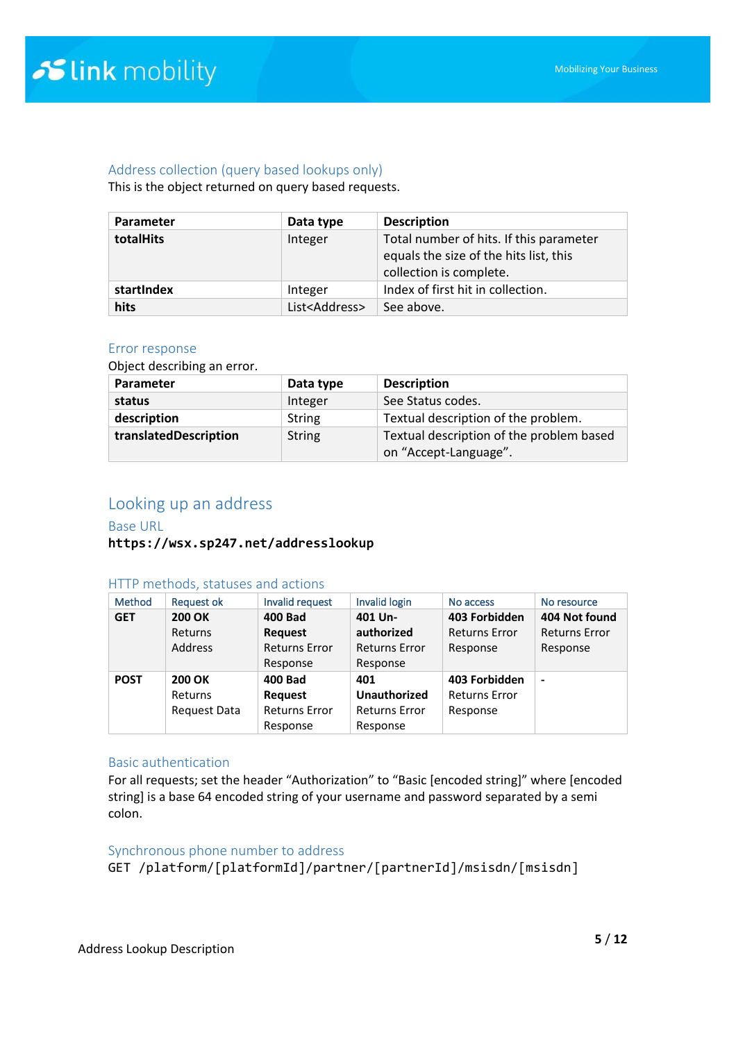### Address collection (query based lookups only)

This is the object returned on query based requests.

| Parameter | Data type | Description |
|---|---|---|
| **totalHits** | Integer | Total number of hits. If this parameter equals the size of the hits list, this collection is complete. |
| **startIndex** | Integer | Index of first hit in collection. |
| **hits** | List<Address> | See above. |

### Error response

Object describing an error.

| Parameter | Data type | Description |
|---|---|---|
| **status** | Integer | See Status codes. |
| **description** | String | Textual description of the problem. |
| **translatedDescription** | String | Textual description of the problem based on “Accept-Language”. |

## Looking up an address

### Base URL

**`https://wsx.sp247.net/addresslookup`**

### HTTP methods, statuses and actions

| Method | Request ok | Invalid request | Invalid login | No access | No resource |
|---|---|---|---|---|---|
| **GET** | **200 OK** Returns Address | **400 Bad Request** Returns Error Response | **401 Un-authorized** Returns Error Response | **403 Forbidden** Returns Error Response | **404 Not found** Returns Error Response |
| **POST** | **200 OK** Returns Request Data | **400 Bad Request** Returns Error Response | **401 Unauthorized** Returns Error Response | **403 Forbidden** Returns Error Response | **-** |

### Basic authentication

For all requests; set the header “Authorization” to “Basic [encoded string]” where [encoded string] is a base 64 encoded string of your username and password separated by a semi colon.

### Synchronous phone number to address

```
GET /platform/[platformId]/partner/[partnerId]/msisdn/[msisdn]
```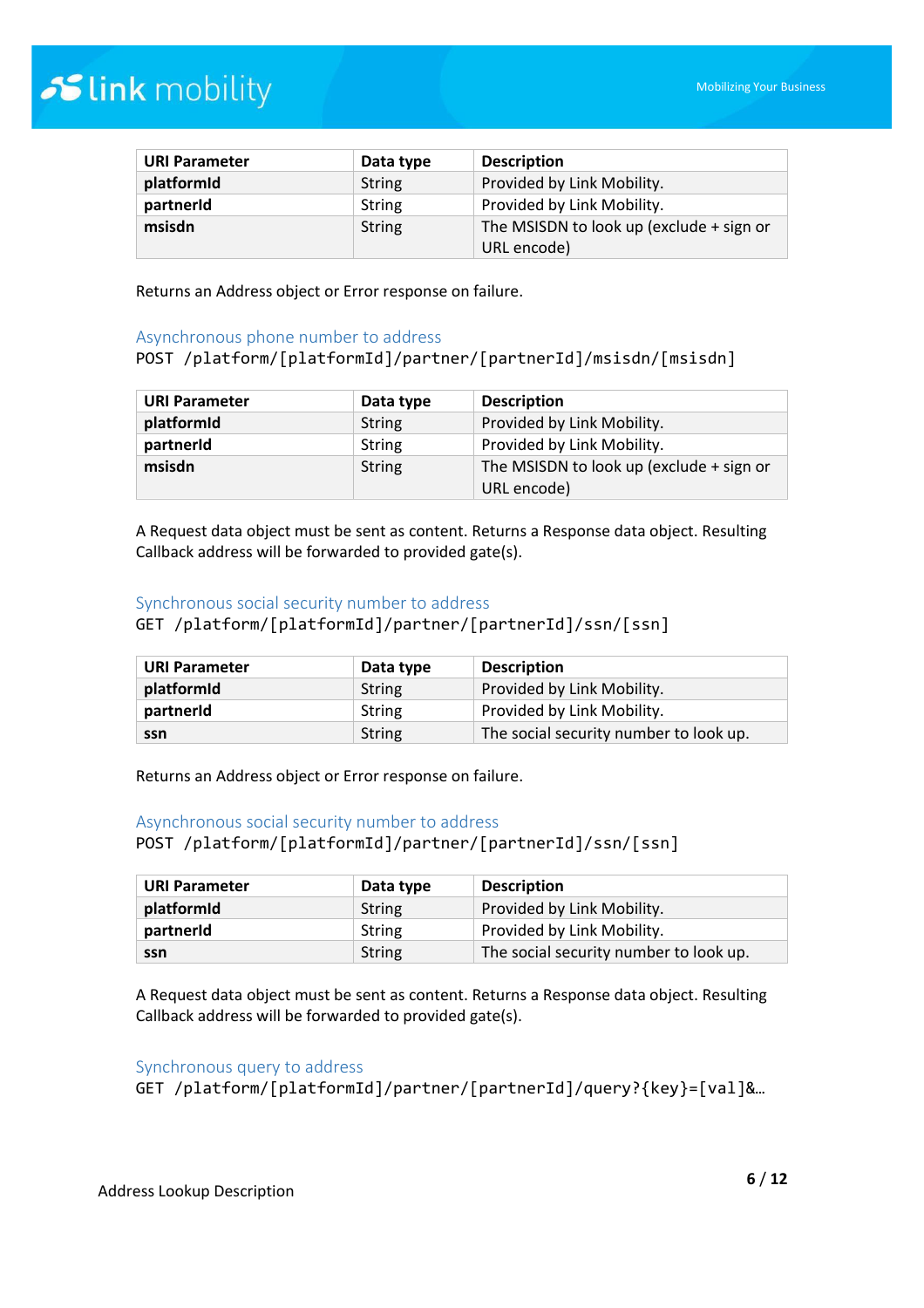| URI Parameter | Data type | Description |
| --- | --- | --- |
| **platformId** | String | Provided by Link Mobility. |
| **partnerId** | String | Provided by Link Mobility. |
| **msisdn** | String | The MSISDN to look up (exclude + sign or URL encode) |

Returns an Address object or Error response on failure.

### Asynchronous phone number to address

```
POST /platform/[platformId]/partner/[partnerId]/msisdn/[msisdn]
```

| URI Parameter | Data type | Description |
| --- | --- | --- |
| **platformId** | String | Provided by Link Mobility. |
| **partnerId** | String | Provided by Link Mobility. |
| **msisdn** | String | The MSISDN to look up (exclude + sign or URL encode) |

A Request data object must be sent as content. Returns a Response data object. Resulting Callback address will be forwarded to provided gate(s).

### Synchronous social security number to address

```
GET /platform/[platformId]/partner/[partnerId]/ssn/[ssn]
```

| URI Parameter | Data type | Description |
| --- | --- | --- |
| **platformId** | String | Provided by Link Mobility. |
| **partnerId** | String | Provided by Link Mobility. |
| **ssn** | String | The social security number to look up. |

Returns an Address object or Error response on failure.

### Asynchronous social security number to address

```
POST /platform/[platformId]/partner/[partnerId]/ssn/[ssn]
```

| URI Parameter | Data type | Description |
| --- | --- | --- |
| **platformId** | String | Provided by Link Mobility. |
| **partnerId** | String | Provided by Link Mobility. |
| **ssn** | String | The social security number to look up. |

A Request data object must be sent as content. Returns a Response data object. Resulting Callback address will be forwarded to provided gate(s).

### Synchronous query to address

```
GET /platform/[platformId]/partner/[partnerId]/query?{key}=[val]&…
```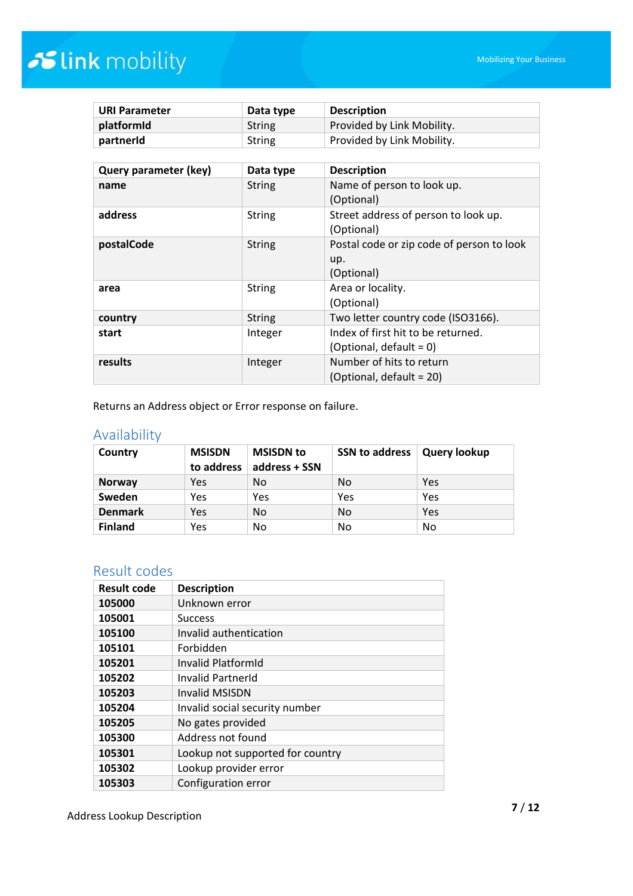| URI Parameter | Data type | Description |
|---|---|---|
| **platformId** | String | Provided by Link Mobility. |
| **partnerId** | String | Provided by Link Mobility. |

| Query parameter (key) | Data type | Description |
|---|---|---|
| **name** | String | Name of person to look up.<br>(Optional) |
| **address** | String | Street address of person to look up.<br>(Optional) |
| **postalCode** | String | Postal code or zip code of person to look up.<br>(Optional) |
| **area** | String | Area or locality.<br>(Optional) |
| **country** | String | Two letter country code (ISO3166). |
| **start** | Integer | Index of first hit to be returned.<br>(Optional, default = 0) |
| **results** | Integer | Number of hits to return<br>(Optional, default = 20) |

Returns an Address object or Error response on failure.

## Availability

| Country | MSISDN to address | MSISDN to address + SSN | SSN to address | Query lookup |
|---|---|---|---|---|
| **Norway** | Yes | No | No | Yes |
| **Sweden** | Yes | Yes | Yes | Yes |
| **Denmark** | Yes | No | No | Yes |
| **Finland** | Yes | No | No | No |

## Result codes

| Result code | Description |
|---|---|
| **105000** | Unknown error |
| **105001** | Success |
| **105100** | Invalid authentication |
| **105101** | Forbidden |
| **105201** | Invalid PlatformId |
| **105202** | Invalid PartnerId |
| **105203** | Invalid MSISDN |
| **105204** | Invalid social security number |
| **105205** | No gates provided |
| **105300** | Address not found |
| **105301** | Lookup not supported for country |
| **105302** | Lookup provider error |
| **105303** | Configuration error |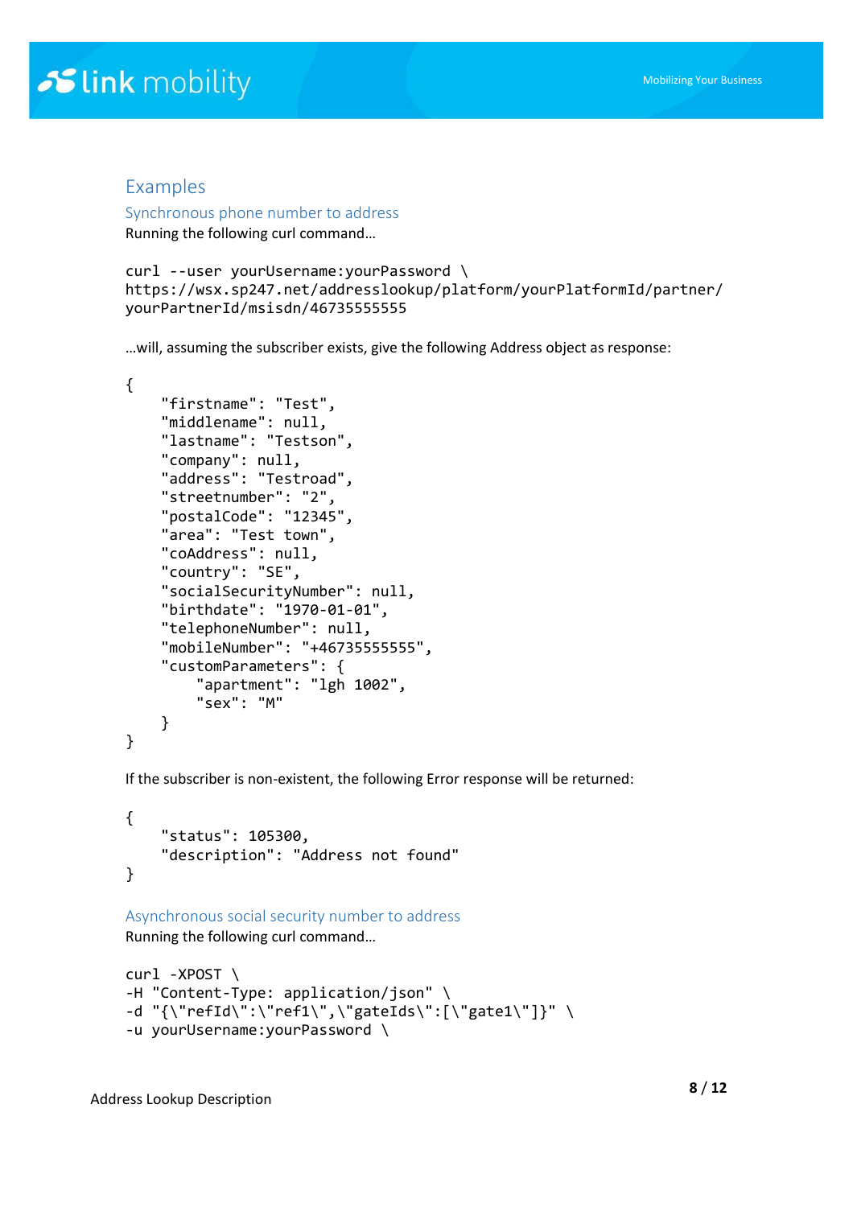## Examples

### Synchronous phone number to address

Running the following curl command…

```
curl --user yourUsername:yourPassword \
https://wsx.sp247.net/addresslookup/platform/yourPlatformId/partner/
yourPartnerId/msisdn/46735555555
```

…will, assuming the subscriber exists, give the following Address object as response:

```
{
    "firstname": "Test",
    "middlename": null,
    "lastname": "Testson",
    "company": null,
    "address": "Testroad",
    "streetnumber": "2",
    "postalCode": "12345",
    "area": "Test town",
    "coAddress": null,
    "country": "SE",
    "socialSecurityNumber": null,
    "birthdate": "1970-01-01",
    "telephoneNumber": null,
    "mobileNumber": "+46735555555",
    "customParameters": {
        "apartment": "lgh 1002",
        "sex": "M"
    }
}
```

If the subscriber is non-existent, the following Error response will be returned:

```
{
    "status": 105300,
    "description": "Address not found"
}
```

### Asynchronous social security number to address

Running the following curl command…

```
curl -XPOST \
-H "Content-Type: application/json" \
-d "{\"refId\":\"ref1\",\"gateIds\":[\"gate1\"]}" \
-u yourUsername:yourPassword \
```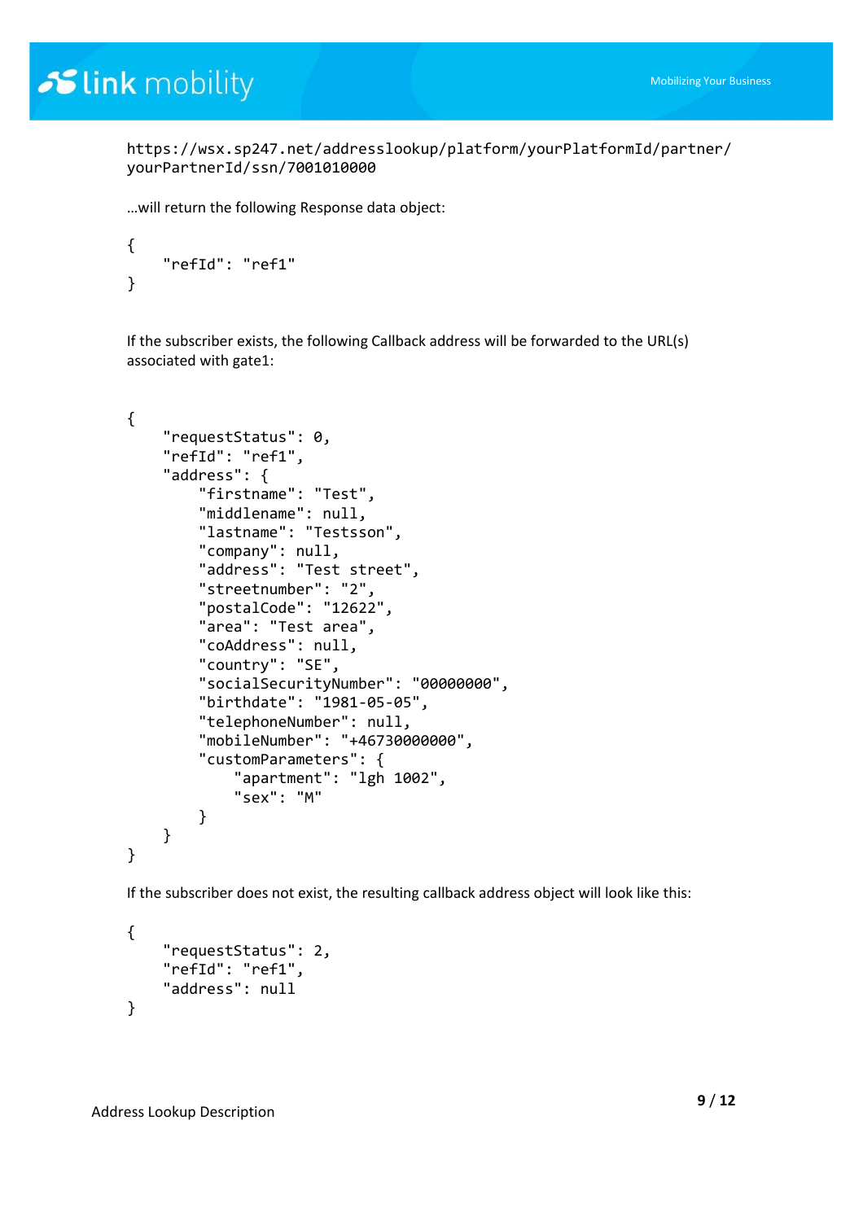```
https://wsx.sp247.net/addresslookup/platform/yourPlatformId/partner/
yourPartnerId/ssn/7001010000
```

…will return the following Response data object:

```
{
    "refId": "ref1"
}
```

If the subscriber exists, the following Callback address will be forwarded to the URL(s) associated with gate1:

```
{
    "requestStatus": 0,
    "refId": "ref1",
    "address": {
        "firstname": "Test",
        "middlename": null,
        "lastname": "Testsson",
        "company": null,
        "address": "Test street",
        "streetnumber": "2",
        "postalCode": "12622",
        "area": "Test area",
        "coAddress": null,
        "country": "SE",
        "socialSecurityNumber": "00000000",
        "birthdate": "1981-05-05",
        "telephoneNumber": null,
        "mobileNumber": "+46730000000",
        "customParameters": {
            "apartment": "lgh 1002",
            "sex": "M"
        }
    }
}
```

If the subscriber does not exist, the resulting callback address object will look like this:

```
{
    "requestStatus": 2,
    "refId": "ref1",
    "address": null
}
```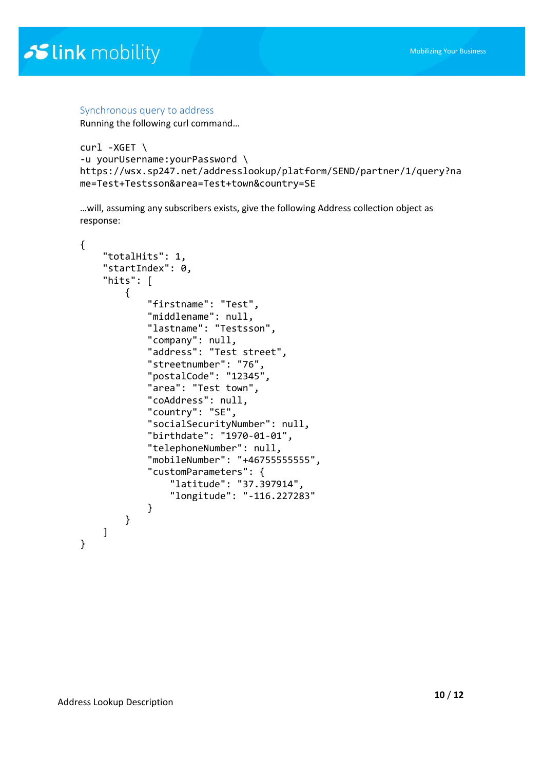### Synchronous query to address

Running the following curl command…

```
curl -XGET \
-u yourUsername:yourPassword \
https://wsx.sp247.net/addresslookup/platform/SEND/partner/1/query?na
me=Test+Testsson&area=Test+town&country=SE
```

…will, assuming any subscribers exists, give the following Address collection object as response:

```
{
    "totalHits": 1,
    "startIndex": 0,
    "hits": [
        {
            "firstname": "Test",
            "middlename": null,
            "lastname": "Testsson",
            "company": null,
            "address": "Test street",
            "streetnumber": "76",
            "postalCode": "12345",
            "area": "Test town",
            "coAddress": null,
            "country": "SE",
            "socialSecurityNumber": null,
            "birthdate": "1970-01-01",
            "telephoneNumber": null,
            "mobileNumber": "+46755555555",
            "customParameters": {
                "latitude": "37.397914",
                "longitude": "-116.227283"
            }
        }
    ]
}
```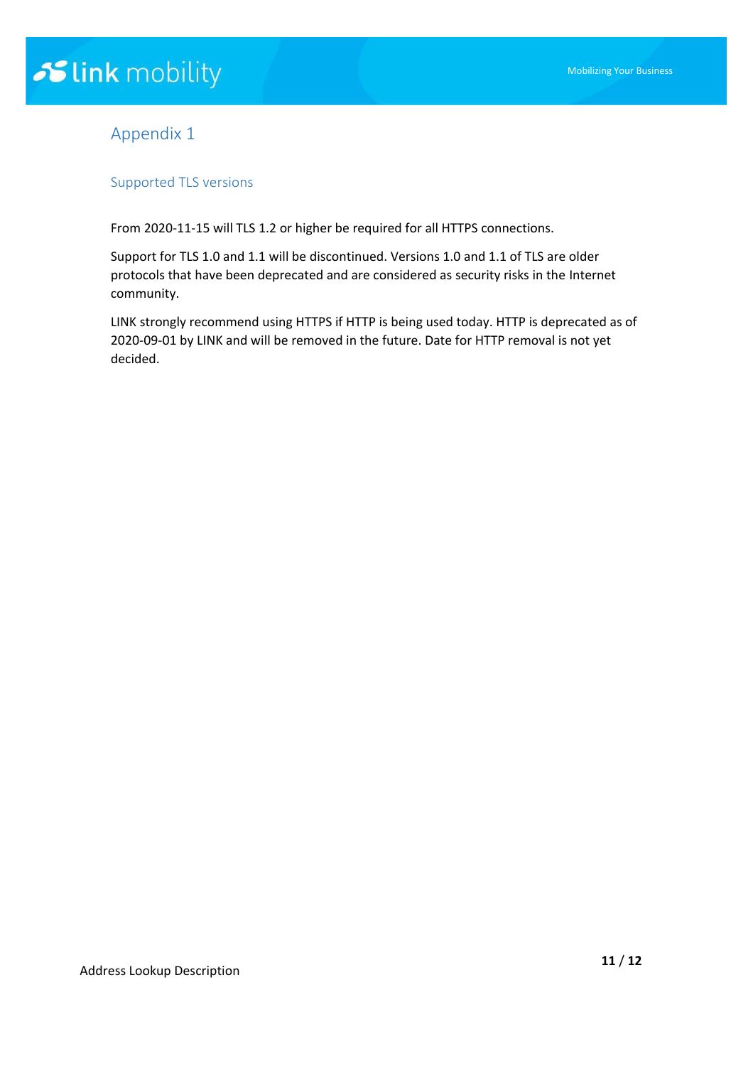# Appendix 1

## Supported TLS versions

From 2020-11-15 will TLS 1.2 or higher be required for all HTTPS connections.

Support for TLS 1.0 and 1.1 will be discontinued. Versions 1.0 and 1.1 of TLS are older protocols that have been deprecated and are considered as security risks in the Internet community.

LINK strongly recommend using HTTPS if HTTP is being used today. HTTP is deprecated as of 2020-09-01 by LINK and will be removed in the future. Date for HTTP removal is not yet decided.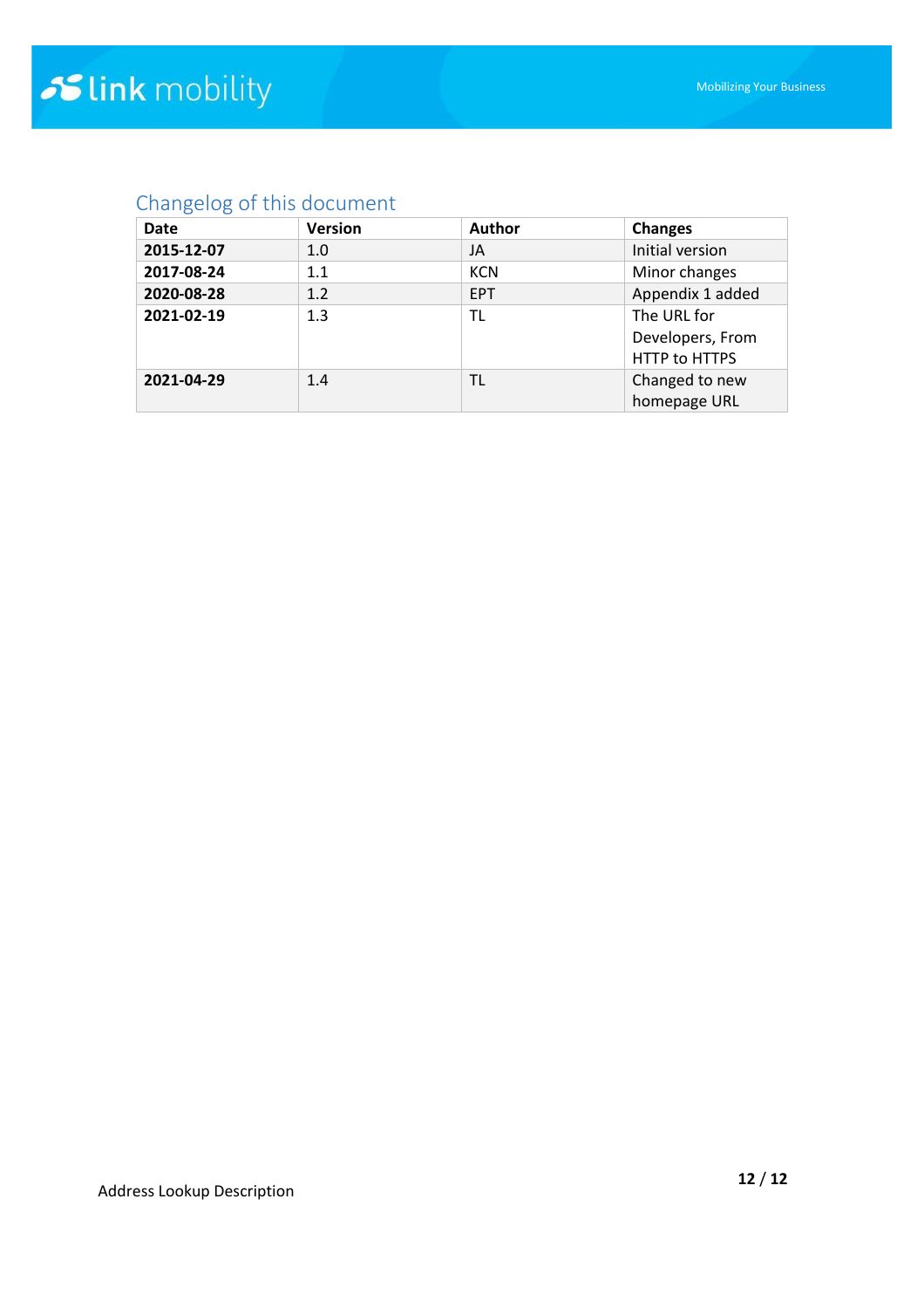## Changelog of this document

| Date | Version | Author | Changes |
|---|---|---|---|
| **2015-12-07** | 1.0 | JA | Initial version |
| **2017-08-24** | 1.1 | KCN | Minor changes |
| **2020-08-28** | 1.2 | EPT | Appendix 1 added |
| **2021-02-19** | 1.3 | TL | The URL for Developers, From HTTP to HTTPS |
| **2021-04-29** | 1.4 | TL | Changed to new homepage URL |